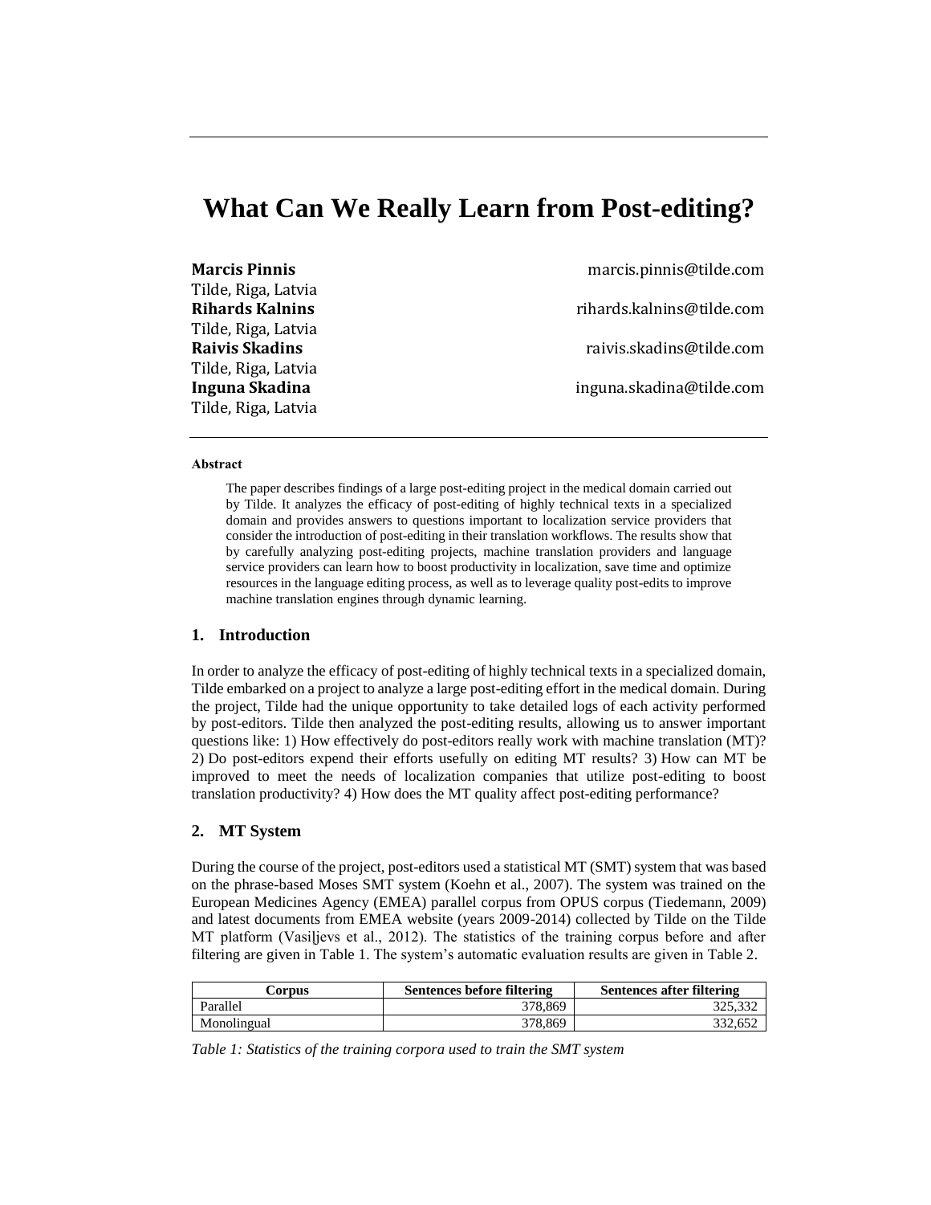# What Can We Really Learn from Post-editing?

**Marcis Pinnis** marcis.pinnis@tilde.com
Tilde, Riga, Latvia
**Rihards Kalnins** rihards.kalnins@tilde.com
Tilde, Riga, Latvia
**Raivis Skadins** raivis.skadins@tilde.com
Tilde, Riga, Latvia
**Inguna Skadina** inguna.skadina@tilde.com
Tilde, Riga, Latvia

**Abstract**

The paper describes findings of a large post-editing project in the medical domain carried out by Tilde. It analyzes the efficacy of post-editing of highly technical texts in a specialized domain and provides answers to questions important to localization service providers that consider the introduction of post-editing in their translation workflows. The results show that by carefully analyzing post-editing projects, machine translation providers and language service providers can learn how to boost productivity in localization, save time and optimize resources in the language editing process, as well as to leverage quality post-edits to improve machine translation engines through dynamic learning.

## 1. Introduction

In order to analyze the efficacy of post-editing of highly technical texts in a specialized domain, Tilde embarked on a project to analyze a large post-editing effort in the medical domain. During the project, Tilde had the unique opportunity to take detailed logs of each activity performed by post-editors. Tilde then analyzed the post-editing results, allowing us to answer important questions like: 1) How effectively do post-editors really work with machine translation (MT)? 2) Do post-editors expend their efforts usefully on editing MT results? 3) How can MT be improved to meet the needs of localization companies that utilize post-editing to boost translation productivity? 4) How does the MT quality affect post-editing performance?

## 2. MT System

During the course of the project, post-editors used a statistical MT (SMT) system that was based on the phrase-based Moses SMT system (Koehn et al., 2007). The system was trained on the European Medicines Agency (EMEA) parallel corpus from OPUS corpus (Tiedemann, 2009) and latest documents from EMEA website (years 2009-2014) collected by Tilde on the Tilde MT platform (Vasiļjevs et al., 2012). The statistics of the training corpus before and after filtering are given in Table 1. The system's automatic evaluation results are given in Table 2.

| Corpus | Sentences before filtering | Sentences after filtering |
|---|---|---|
| Parallel | 378,869 | 325,332 |
| Monolingual | 378,869 | 332,652 |

*Table 1: Statistics of the training corpora used to train the SMT system*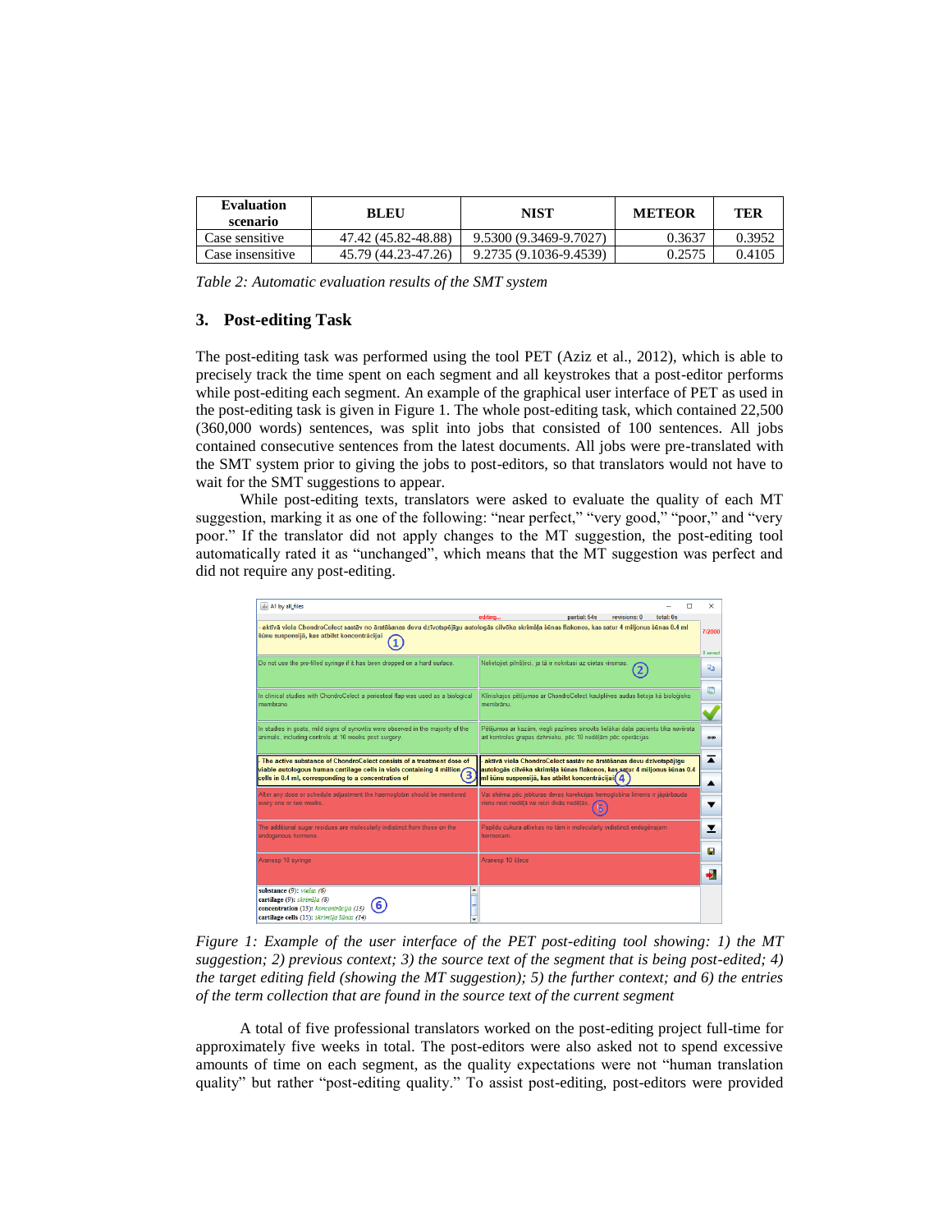| Evaluation scenario | BLEU | NIST | METEOR | TER |
|---|---|---|---|---|
| Case sensitive | 47.42 (45.82-48.88) | 9.5300 (9.3469-9.7027) | 0.3637 | 0.3952 |
| Case insensitive | 45.79 (44.23-47.26) | 9.2735 (9.1036-9.4539) | 0.2575 | 0.4105 |

*Table 2: Automatic evaluation results of the SMT system*

## 3. Post-editing Task

The post-editing task was performed using the tool PET (Aziz et al., 2012), which is able to precisely track the time spent on each segment and all keystrokes that a post-editor performs while post-editing each segment. An example of the graphical user interface of PET as used in the post-editing task is given in Figure 1. The whole post-editing task, which contained 22,500 (360,000 words) sentences, was split into jobs that consisted of 100 sentences. All jobs contained consecutive sentences from the latest documents. All jobs were pre-translated with the SMT system prior to giving the jobs to post-editors, so that translators would not have to wait for the SMT suggestions to appear.

While post-editing texts, translators were asked to evaluate the quality of each MT suggestion, marking it as one of the following: "near perfect," "very good," "poor," and "very poor." If the translator did not apply changes to the MT suggestion, the post-editing tool automatically rated it as "unchanged", which means that the MT suggestion was perfect and did not require any post-editing.

*Figure 1: Example of the user interface of the PET post-editing tool showing: 1) the MT suggestion; 2) previous context; 3) the source text of the segment that is being post-edited; 4) the target editing field (showing the MT suggestion); 5) the further context; and 6) the entries of the term collection that are found in the source text of the current segment*

A total of five professional translators worked on the post-editing project full-time for approximately five weeks in total. The post-editors were also asked not to spend excessive amounts of time on each segment, as the quality expectations were not "human translation quality" but rather "post-editing quality." To assist post-editing, post-editors were provided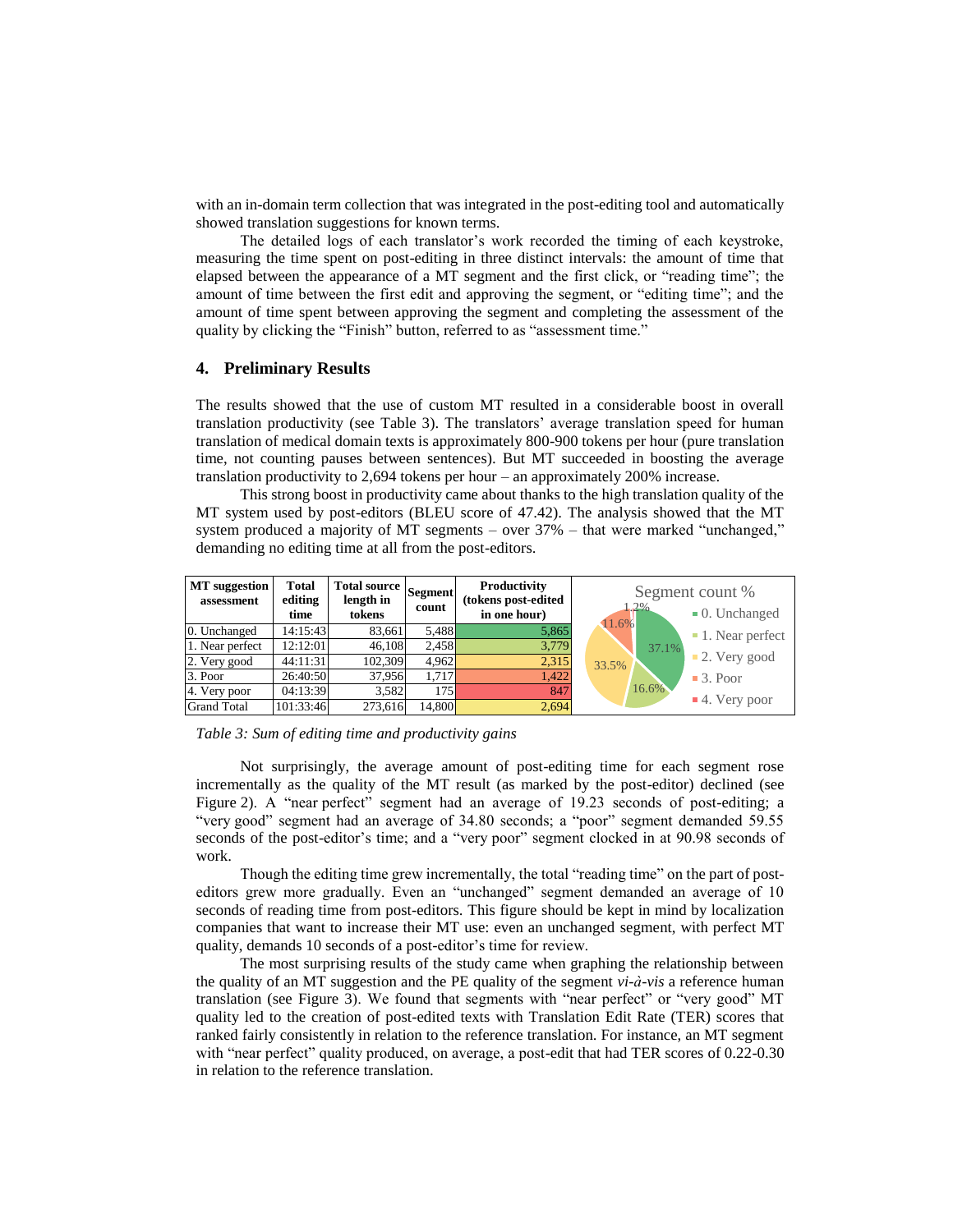with an in-domain term collection that was integrated in the post-editing tool and automatically showed translation suggestions for known terms.

The detailed logs of each translator's work recorded the timing of each keystroke, measuring the time spent on post-editing in three distinct intervals: the amount of time that elapsed between the appearance of a MT segment and the first click, or "reading time"; the amount of time between the first edit and approving the segment, or "editing time"; and the amount of time spent between approving the segment and completing the assessment of the quality by clicking the "Finish" button, referred to as "assessment time."

## 4. Preliminary Results

The results showed that the use of custom MT resulted in a considerable boost in overall translation productivity (see Table 3). The translators' average translation speed for human translation of medical domain texts is approximately 800-900 tokens per hour (pure translation time, not counting pauses between sentences). But MT succeeded in boosting the average translation productivity to 2,694 tokens per hour – an approximately 200% increase.

This strong boost in productivity came about thanks to the high translation quality of the MT system used by post-editors (BLEU score of 47.42). The analysis showed that the MT system produced a majority of MT segments – over 37% – that were marked "unchanged," demanding no editing time at all from the post-editors.

| MT suggestion assessment | Total editing time | Total source length in tokens | Segment count | Productivity (tokens post-edited in one hour) |
|---|---|---|---|---|
| 0. Unchanged | 14:15:43 | 83,661 | 5,488 | 5,865 |
| 1. Near perfect | 12:12:01 | 46,108 | 2,458 | 3,779 |
| 2. Very good | 44:11:31 | 102,309 | 4,962 | 2,315 |
| 3. Poor | 26:40:50 | 37,956 | 1,717 | 1,422 |
| 4. Very poor | 04:13:39 | 3,582 | 175 | 847 |
| Grand Total | 101:33:46 | 273,616 | 14,800 | 2,694 |

Segment count %: 0. Unchanged 37.1%; 1. Near perfect 16.6%; 2. Very good 33.5%; 3. Poor 11.6%; 4. Very poor 1.2%

*Table 3: Sum of editing time and productivity gains*

Not surprisingly, the average amount of post-editing time for each segment rose incrementally as the quality of the MT result (as marked by the post-editor) declined (see Figure 2). A "near perfect" segment had an average of 19.23 seconds of post-editing; a "very good" segment had an average of 34.80 seconds; a "poor" segment demanded 59.55 seconds of the post-editor's time; and a "very poor" segment clocked in at 90.98 seconds of work.

Though the editing time grew incrementally, the total "reading time" on the part of post-editors grew more gradually. Even an "unchanged" segment demanded an average of 10 seconds of reading time from post-editors. This figure should be kept in mind by localization companies that want to increase their MT use: even an unchanged segment, with perfect MT quality, demands 10 seconds of a post-editor's time for review.

The most surprising results of the study came when graphing the relationship between the quality of an MT suggestion and the PE quality of the segment *vi-à-vis* a reference human translation (see Figure 3). We found that segments with "near perfect" or "very good" MT quality led to the creation of post-edited texts with Translation Edit Rate (TER) scores that ranked fairly consistently in relation to the reference translation. For instance, an MT segment with "near perfect" quality produced, on average, a post-edit that had TER scores of 0.22-0.30 in relation to the reference translation.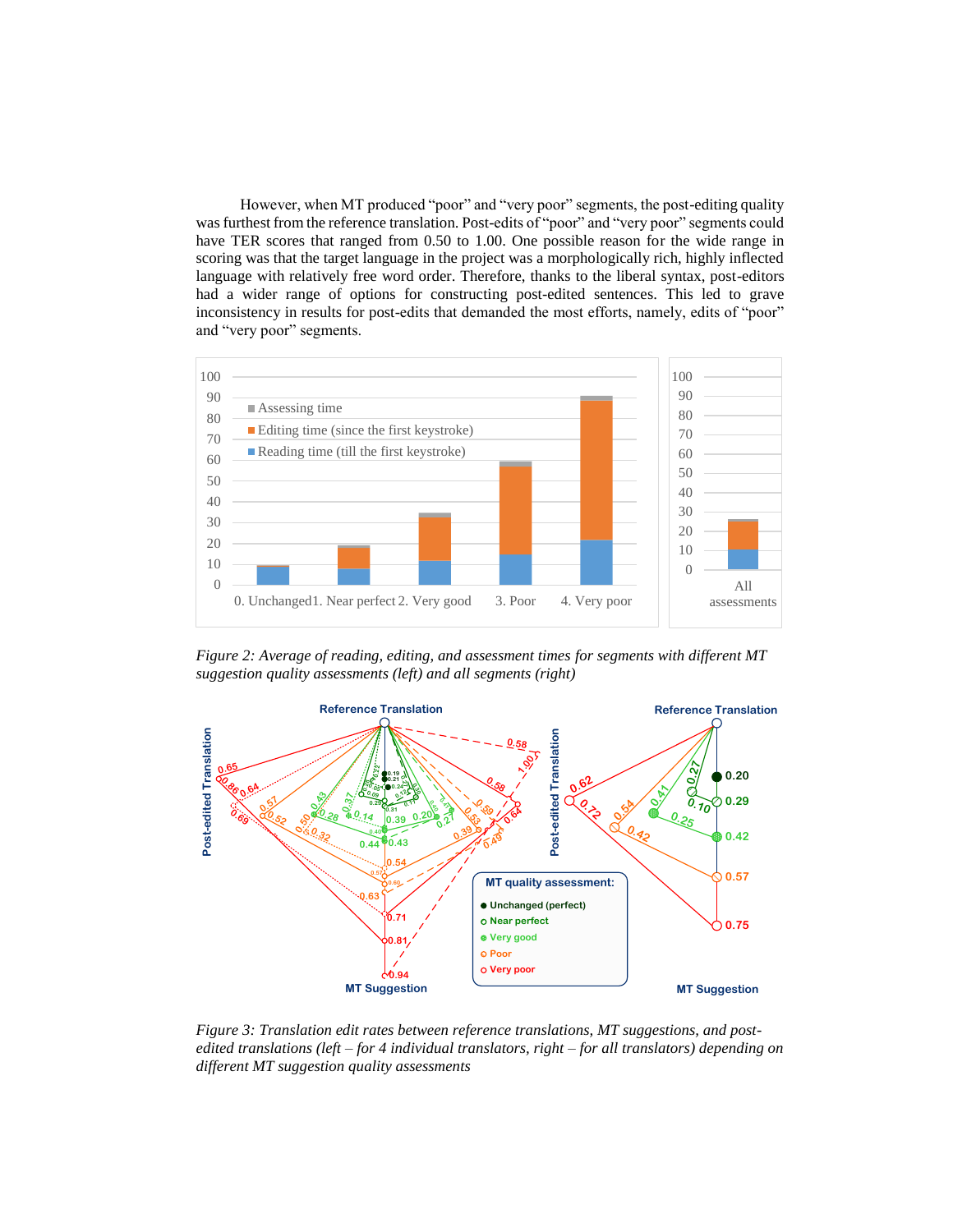However, when MT produced "poor" and "very poor" segments, the post-editing quality was furthest from the reference translation. Post-edits of "poor" and "very poor" segments could have TER scores that ranged from 0.50 to 1.00. One possible reason for the wide range in scoring was that the target language in the project was a morphologically rich, highly inflected language with relatively free word order. Therefore, thanks to the liberal syntax, post-editors had a wider range of options for constructing post-edited sentences. This led to grave inconsistency in results for post-edits that demanded the most efforts, namely, edits of "poor" and "very poor" segments.

*Figure 2: Average of reading, editing, and assessment times for segments with different MT suggestion quality assessments (left) and all segments (right)*

*Figure 3: Translation edit rates between reference translations, MT suggestions, and post-edited translations (left – for 4 individual translators, right – for all translators) depending on different MT suggestion quality assessments*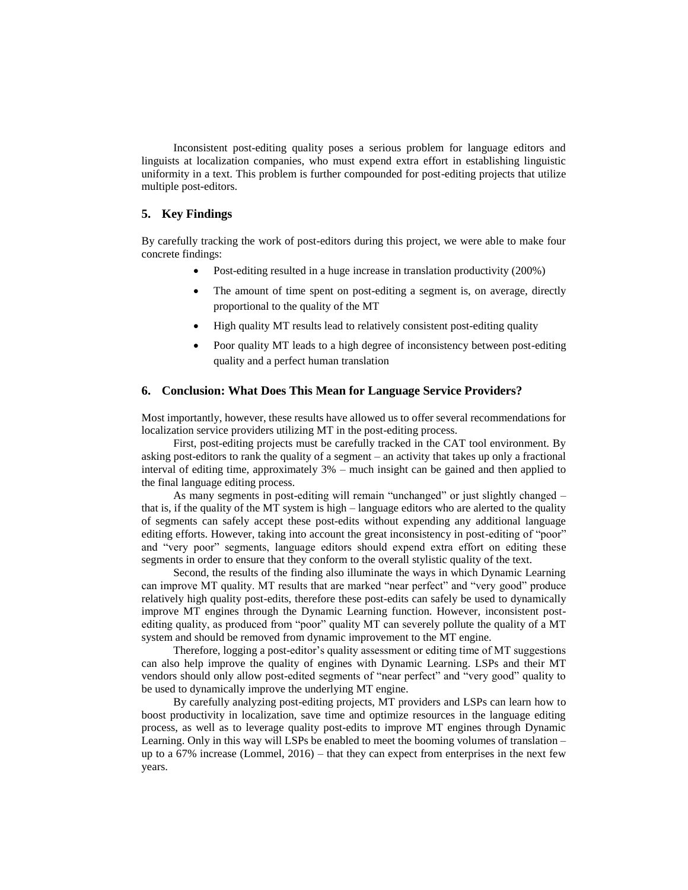Inconsistent post-editing quality poses a serious problem for language editors and linguists at localization companies, who must expend extra effort in establishing linguistic uniformity in a text. This problem is further compounded for post-editing projects that utilize multiple post-editors.

## 5. Key Findings

By carefully tracking the work of post-editors during this project, we were able to make four concrete findings:

- Post-editing resulted in a huge increase in translation productivity (200%)
- The amount of time spent on post-editing a segment is, on average, directly proportional to the quality of the MT
- High quality MT results lead to relatively consistent post-editing quality
- Poor quality MT leads to a high degree of inconsistency between post-editing quality and a perfect human translation

## 6. Conclusion: What Does This Mean for Language Service Providers?

Most importantly, however, these results have allowed us to offer several recommendations for localization service providers utilizing MT in the post-editing process.

First, post-editing projects must be carefully tracked in the CAT tool environment. By asking post-editors to rank the quality of a segment – an activity that takes up only a fractional interval of editing time, approximately 3% – much insight can be gained and then applied to the final language editing process.

As many segments in post-editing will remain "unchanged" or just slightly changed – that is, if the quality of the MT system is high – language editors who are alerted to the quality of segments can safely accept these post-edits without expending any additional language editing efforts. However, taking into account the great inconsistency in post-editing of "poor" and "very poor" segments, language editors should expend extra effort on editing these segments in order to ensure that they conform to the overall stylistic quality of the text.

Second, the results of the finding also illuminate the ways in which Dynamic Learning can improve MT quality. MT results that are marked "near perfect" and "very good" produce relatively high quality post-edits, therefore these post-edits can safely be used to dynamically improve MT engines through the Dynamic Learning function. However, inconsistent post-editing quality, as produced from "poor" quality MT can severely pollute the quality of a MT system and should be removed from dynamic improvement to the MT engine.

Therefore, logging a post-editor's quality assessment or editing time of MT suggestions can also help improve the quality of engines with Dynamic Learning. LSPs and their MT vendors should only allow post-edited segments of "near perfect" and "very good" quality to be used to dynamically improve the underlying MT engine.

By carefully analyzing post-editing projects, MT providers and LSPs can learn how to boost productivity in localization, save time and optimize resources in the language editing process, as well as to leverage quality post-edits to improve MT engines through Dynamic Learning. Only in this way will LSPs be enabled to meet the booming volumes of translation – up to a 67% increase (Lommel, 2016) – that they can expect from enterprises in the next few years.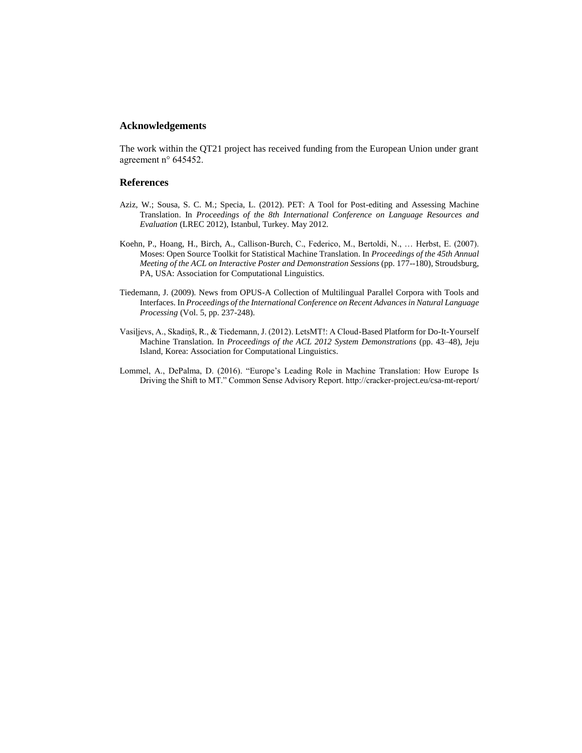## Acknowledgements

The work within the QT21 project has received funding from the European Union under grant agreement n° 645452.

## References

Aziz, W.; Sousa, S. C. M.; Specia, L. (2012). PET: A Tool for Post-editing and Assessing Machine Translation. In *Proceedings of the 8th International Conference on Language Resources and Evaluation* (LREC 2012), Istanbul, Turkey. May 2012.

Koehn, P., Hoang, H., Birch, A., Callison-Burch, C., Federico, M., Bertoldi, N., … Herbst, E. (2007). Moses: Open Source Toolkit for Statistical Machine Translation. In *Proceedings of the 45th Annual Meeting of the ACL on Interactive Poster and Demonstration Sessions* (pp. 177--180), Stroudsburg, PA, USA: Association for Computational Linguistics.

Tiedemann, J. (2009). News from OPUS-A Collection of Multilingual Parallel Corpora with Tools and Interfaces. In *Proceedings of the International Conference on Recent Advances in Natural Language Processing* (Vol. 5, pp. 237-248).

Vasiļjevs, A., Skadiņš, R., & Tiedemann, J. (2012). LetsMT!: A Cloud-Based Platform for Do-It-Yourself Machine Translation. In *Proceedings of the ACL 2012 System Demonstrations* (pp. 43–48), Jeju Island, Korea: Association for Computational Linguistics.

Lommel, A., DePalma, D. (2016). "Europe's Leading Role in Machine Translation: How Europe Is Driving the Shift to MT." Common Sense Advisory Report. http://cracker-project.eu/csa-mt-report/